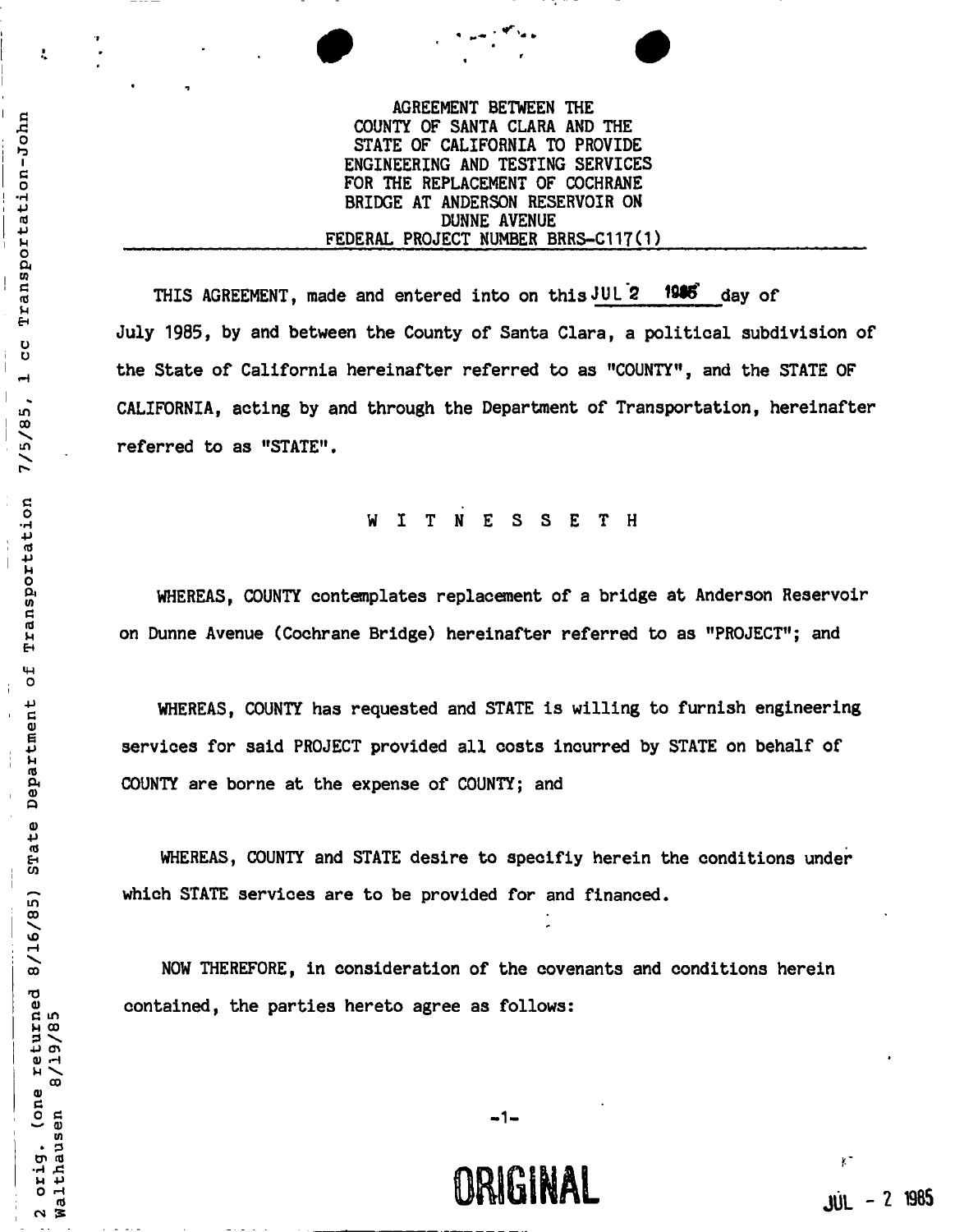AGREEMENT BETWEEN THE
COUNTY OF SANTA CLARA AND THE
STATE OF CALIFORNIA TO PROVIDE
ENGINEERING AND TESTING SERVICES
FOR THE REPLACEMENT OF COCHRANE
BRIDGE AT ANDERSON RESERVOIR ON
DUNNE AVENUE
FEDERAL PROJECT NUMBER BRRS-C117(1)

THIS AGREEMENT, made and entered into on this JUL 2 1985 day of July 1985, by and between the County of Santa Clara, a political subdivision of the State of California hereinafter referred to as "COUNTY", and the STATE OF CALIFORNIA, acting by and through the Department of Transportation, hereinafter referred to as "STATE".

W I T N E S S E T H

WHEREAS, COUNTY contemplates replacement of a bridge at Anderson Reservoir on Dunne Avenue (Cochrane Bridge) hereinafter referred to as "PROJECT"; and

WHEREAS, COUNTY has requested and STATE is willing to furnish engineering services for said PROJECT provided all costs incurred by STATE on behalf of COUNTY are borne at the expense of COUNTY; and

WHEREAS, COUNTY and STATE desire to specifiy herein the conditions under which STATE services are to be provided for and financed.

NOW THEREFORE, in consideration of the covenants and conditions herein contained, the parties hereto agree as follows:

ORIGINAL

JUL - 2 1985

2 orig. (one returned 8/16/85) STate Department of Transportation 7/5/85, 1 cc Transportation-John Walthausen 8/19/85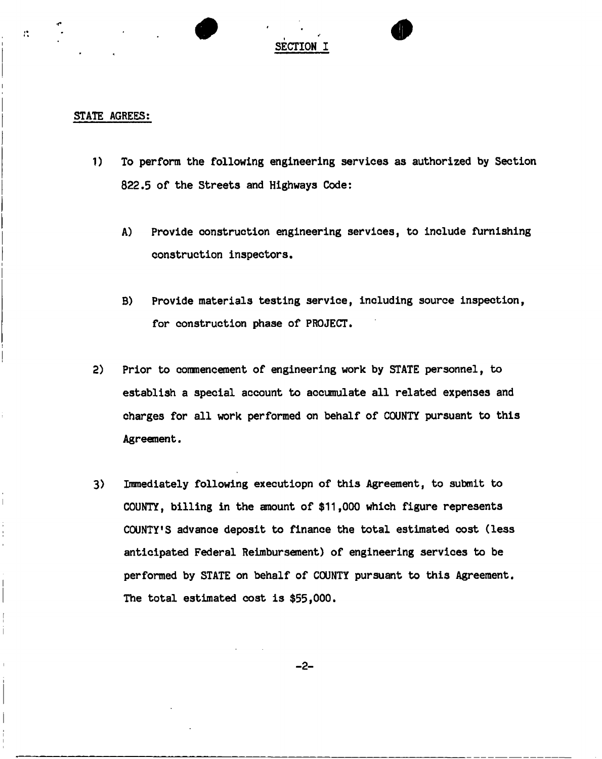# SECTION I

STATE AGREES:

1) To perform the following engineering services as authorized by Section 822.5 of the Streets and Highways Code:

   A) Provide construction engineering services, to include furnishing construction inspectors.

   B) Provide materials testing service, including source inspection, for construction phase of PROJECT.

2) Prior to commencement of engineering work by STATE personnel, to establish a special account to accumulate all related expenses and charges for all work performed on behalf of COUNTY pursuant to this Agreement.

3) Immediately following executiopn of this Agreement, to submit to COUNTY, billing in the amount of $11,000 which figure represents COUNTY'S advance deposit to finance the total estimated cost (less anticipated Federal Reimbursement) of engineering services to be performed by STATE on behalf of COUNTY pursuant to this Agreement. The total estimated cost is $55,000.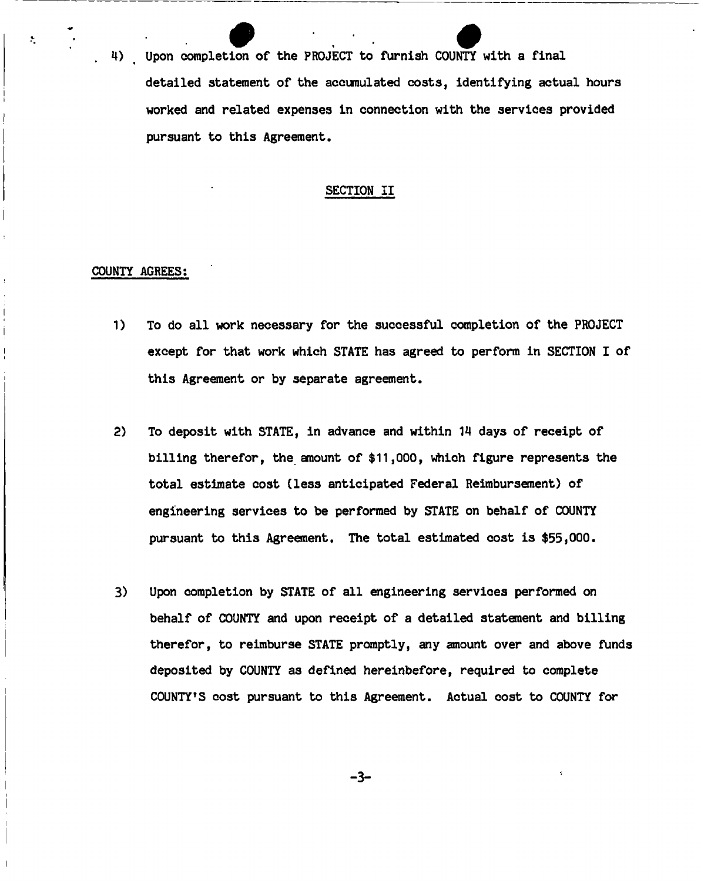4) Upon completion of the PROJECT to furnish COUNTY with a final detailed statement of the accumulated costs, identifying actual hours worked and related expenses in connection with the services provided pursuant to this Agreement.

## SECTION II

COUNTY AGREES:

1) To do all work necessary for the successful completion of the PROJECT except for that work which STATE has agreed to perform in SECTION I of this Agreement or by separate agreement.

2) To deposit with STATE, in advance and within 14 days of receipt of billing therefor, the amount of $11,000, which figure represents the total estimate cost (less anticipated Federal Reimbursement) of engineering services to be performed by STATE on behalf of COUNTY pursuant to this Agreement. The total estimated cost is $55,000.

3) Upon completion by STATE of all engineering services performed on behalf of COUNTY and upon receipt of a detailed statement and billing therefor, to reimburse STATE promptly, any amount over and above funds deposited by COUNTY as defined hereinbefore, required to complete COUNTY'S cost pursuant to this Agreement. Actual cost to COUNTY for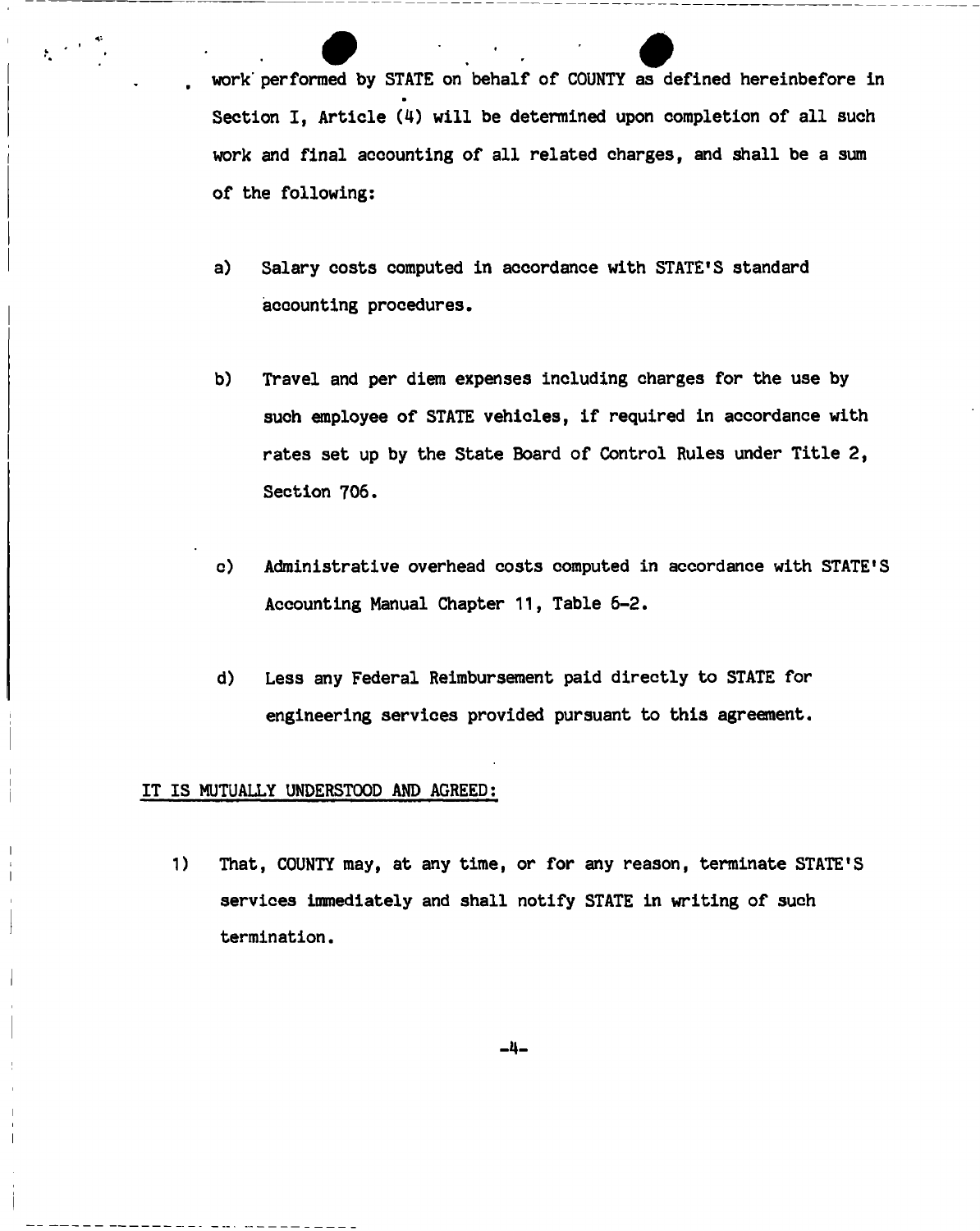work performed by STATE on behalf of COUNTY as defined hereinbefore in Section I, Article (4) will be determined upon completion of all such work and final accounting of all related charges, and shall be a sum of the following:

a) Salary costs computed in accordance with STATE'S standard accounting procedures.

b) Travel and per diem expenses including charges for the use by such employee of STATE vehicles, if required in accordance with rates set up by the State Board of Control Rules under Title 2, Section 706.

c) Administrative overhead costs computed in accordance with STATE'S Accounting Manual Chapter 11, Table 6-2.

d) Less any Federal Reimbursement paid directly to STATE for engineering services provided pursuant to this agreement.

<u>IT IS MUTUALLY UNDERSTOOD AND AGREED:</u>

1) That, COUNTY may, at any time, or for any reason, terminate STATE'S services immediately and shall notify STATE in writing of such termination.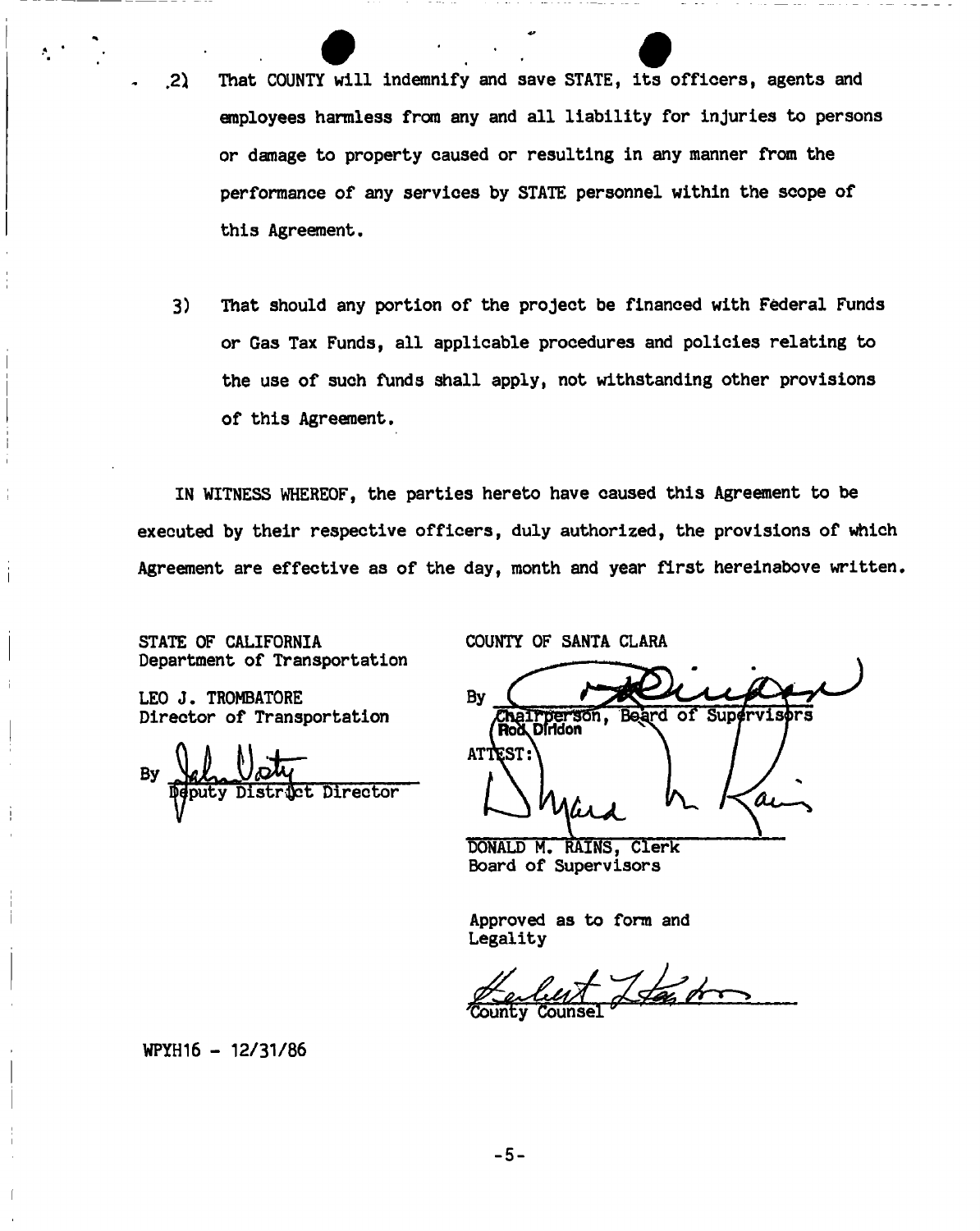2) That COUNTY will indemnify and save STATE, its officers, agents and employees harmless from any and all liability for injuries to persons or damage to property caused or resulting in any manner from the performance of any services by STATE personnel within the scope of this Agreement.

3) That should any portion of the project be financed with Federal Funds or Gas Tax Funds, all applicable procedures and policies relating to the use of such funds shall apply, not withstanding other provisions of this Agreement.

IN WITNESS WHEREOF, the parties hereto have caused this Agreement to be executed by their respective officers, duly authorized, the provisions of which Agreement are effective as of the day, month and year first hereinabove written.

STATE OF CALIFORNIA
Department of Transportation

LEO J. TROMBATORE
Director of Transportation

By ______________________
Deputy District Director

COUNTY OF SANTA CLARA

By ______________________
Chairperson, Board of Supervisors
Rod Diridon

ATTEST:

______________________
DONALD M. RAINS, Clerk
Board of Supervisors

Approved as to form and Legality

______________________
County Counsel

WPYH16 - 12/31/86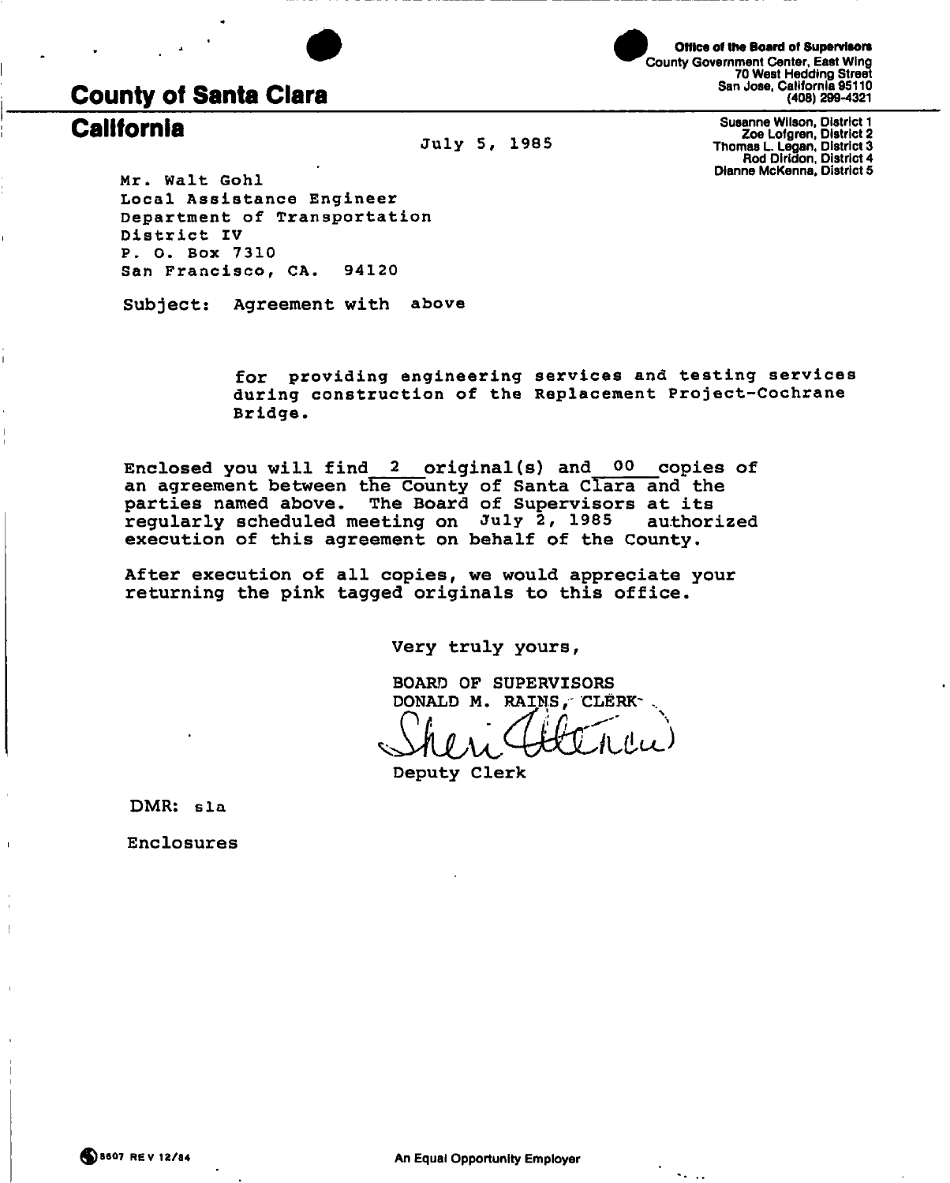Office of the Board of Supervisors
County Government Center, East Wing
70 West Hedding Street
San Jose, California 95110
(408) 299-4321

# County of Santa Clara
# California

Susanne Wilson, District 1
Zoe Lofgren, District 2
Thomas L. Legan, District 3
Rod Diridon, District 4
Dianne McKenna, District 5

July 5, 1985

Mr. Walt Gohl
Local Assistance Engineer
Department of Transportation
District IV
P. O. Box 7310
San Francisco, CA. 94120

Subject: Agreement with above

for providing engineering services and testing services during construction of the Replacement Project-Cochrane Bridge.

Enclosed you will find 2 original(s) and 00 copies of an agreement between the County of Santa Clara and the parties named above. The Board of Supervisors at its regularly scheduled meeting on July 2, 1985 authorized execution of this agreement on behalf of the County.

After execution of all copies, we would appreciate your returning the pink tagged originals to this office.

Very truly yours,

BOARD OF SUPERVISORS
DONALD M. RAINS, CLERK

Sheri Atterow

Deputy Clerk

DMR: sla

Enclosures

8607 REV 12/84

An Equal Opportunity Employer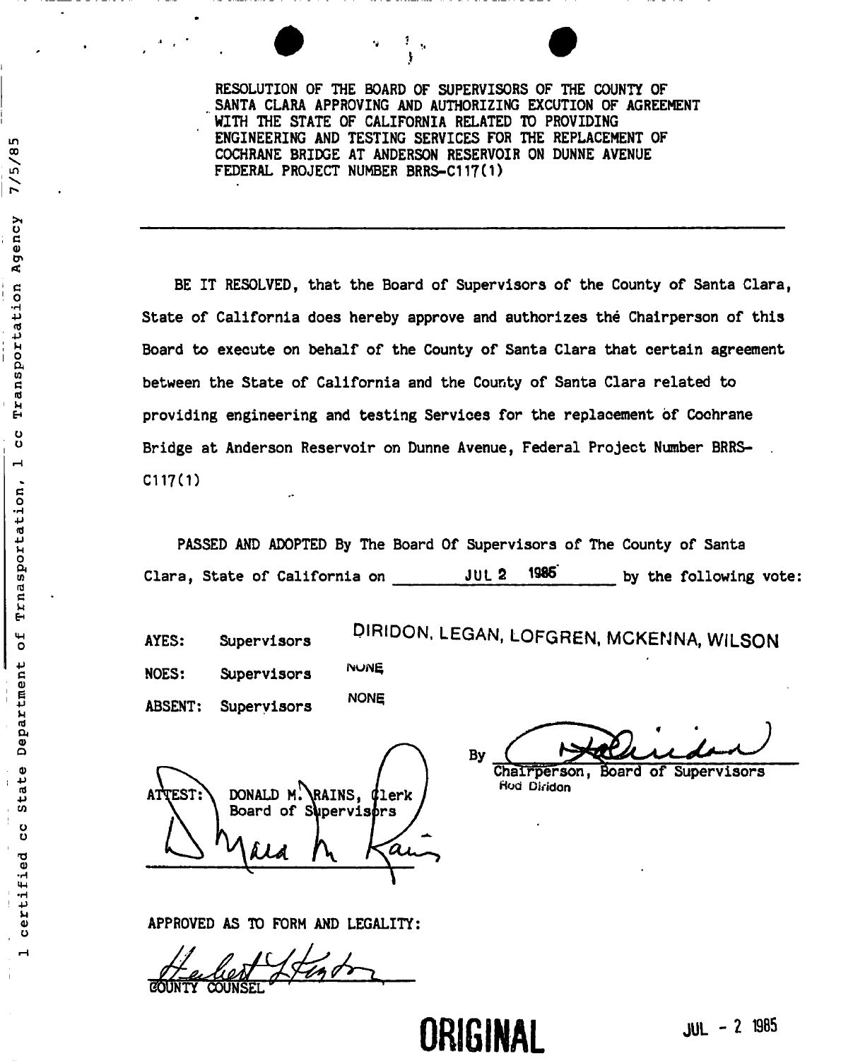RESOLUTION OF THE BOARD OF SUPERVISORS OF THE COUNTY OF SANTA CLARA APPROVING AND AUTHORIZING EXCUTION OF AGREEMENT WITH THE STATE OF CALIFORNIA RELATED TO PROVIDING ENGINEERING AND TESTING SERVICES FOR THE REPLACEMENT OF COCHRANE BRIDGE AT ANDERSON RESERVOIR ON DUNNE AVENUE FEDERAL PROJECT NUMBER BRRS-C117(1)

---

BE IT RESOLVED, that the Board of Supervisors of the County of Santa Clara, State of California does hereby approve and authorizes thé Chairperson of this Board to execute on behalf of the County of Santa Clara that certain agreement between the State of California and the County of Santa Clara related to providing engineering and testing Services for the replacement of Cochrane Bridge at Anderson Reservoir on Dunne Avenue, Federal Project Number BRRS-C117(1)

PASSED AND ADOPTED By The Board Of Supervisors of The County of Santa Clara, State of California on JUL 2 1985 by the following vote:

AYES: Supervisors DIRIDON, LEGAN, LOFGREN, MCKENNA, WILSON

NOES: Supervisors NONE

ABSENT: Supervisors NONE

By ____________________
Chairperson, Board of Supervisors
Rod Diridon

ATTEST: DONALD M. RAINS, Clerk
Board of Supervisors

APPROVED AS TO FORM AND LEGALITY:

COUNTY COUNSEL

1 certified cc State Department of Trnasportation, 1 cc Transportation Agency 7/5/85

ORIGINAL

JUL - 2 1985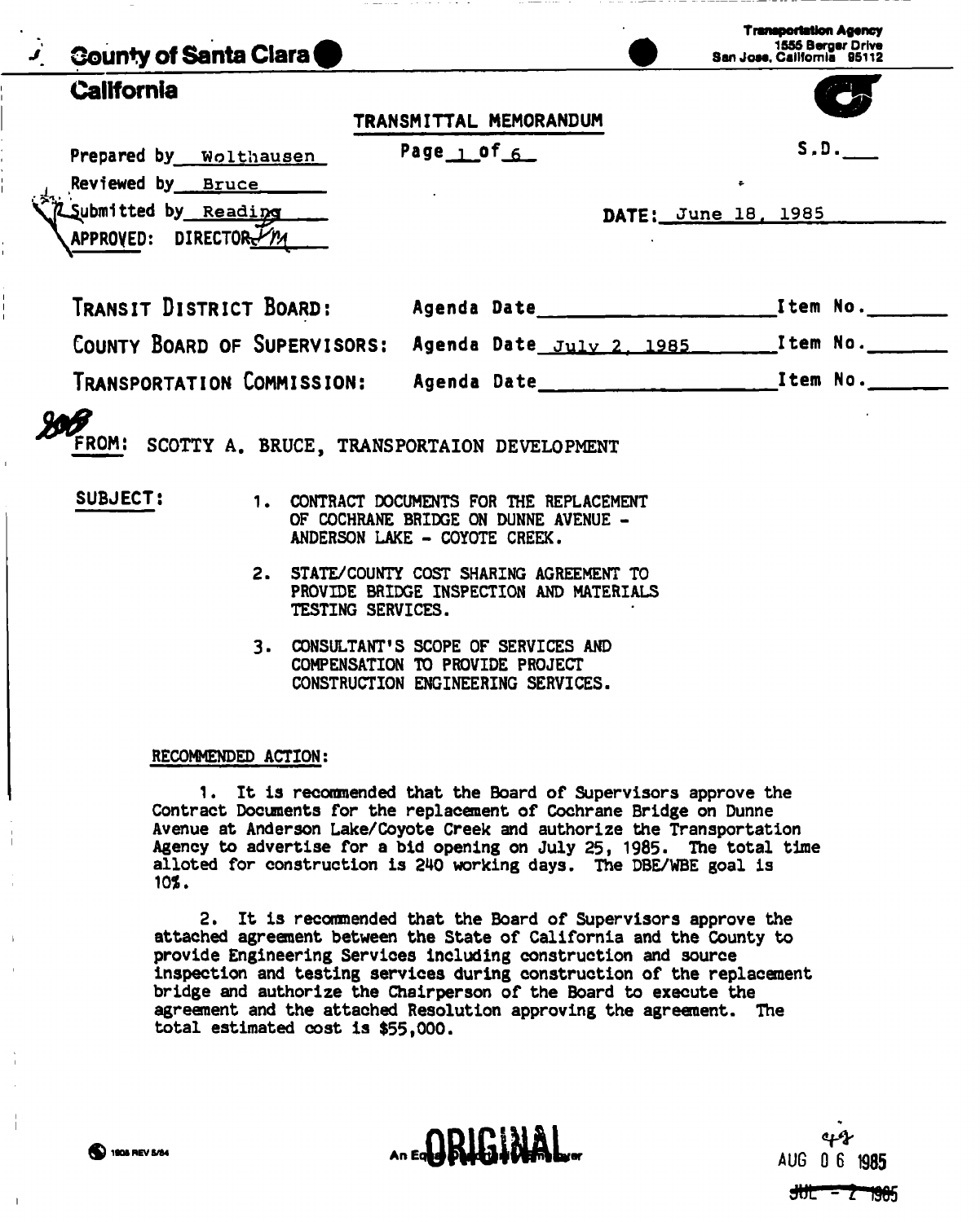County of Santa Clara

California

Transportation Agency
1555 Berger Drive
San Jose, California 95112

TRANSMITTAL MEMORANDUM

Prepared by Wolthausen

Page 1 of 6

S.D.___

Reviewed by Bruce

Submitted by Reading

DATE: June 18, 1985

APPROVED: DIRECTOR

| | | |
|---|---|---|
| TRANSIT DISTRICT BOARD: | Agenda Date____________ | Item No.____ |
| COUNTY BOARD OF SUPERVISORS: | Agenda Date July 2, 1985 | Item No.____ |
| TRANSPORTATION COMMISSION: | Agenda Date____________ | Item No.____ |

808

FROM: SCOTTY A. BRUCE, TRANSPORTAION DEVELOPMENT

SUBJECT:

1. CONTRACT DOCUMENTS FOR THE REPLACEMENT OF COCHRANE BRIDGE ON DUNNE AVENUE - ANDERSON LAKE - COYOTE CREEK.
2. STATE/COUNTY COST SHARING AGREEMENT TO PROVIDE BRIDGE INSPECTION AND MATERIALS TESTING SERVICES.
3. CONSULTANT'S SCOPE OF SERVICES AND COMPENSATION TO PROVIDE PROJECT CONSTRUCTION ENGINEERING SERVICES.

RECOMMENDED ACTION:

1. It is recommended that the Board of Supervisors approve the Contract Documents for the replacement of Cochrane Bridge on Dunne Avenue at Anderson Lake/Coyote Creek and authorize the Transportation Agency to advertise for a bid opening on July 25, 1985. The total time alloted for construction is 240 working days. The DBE/WBE goal is 10%.

2. It is recommended that the Board of Supervisors approve the attached agreement between the State of California and the County to provide Engineering Services including construction and source inspection and testing services during construction of the replacement bridge and authorize the Chairperson of the Board to execute the agreement and the attached Resolution approving the agreement. The total estimated cost is $55,000.

1806 REV 5/84

An Equal Opportunity Employer

ORIGINAL

49

AUG 06 1985

JUL - 2 1985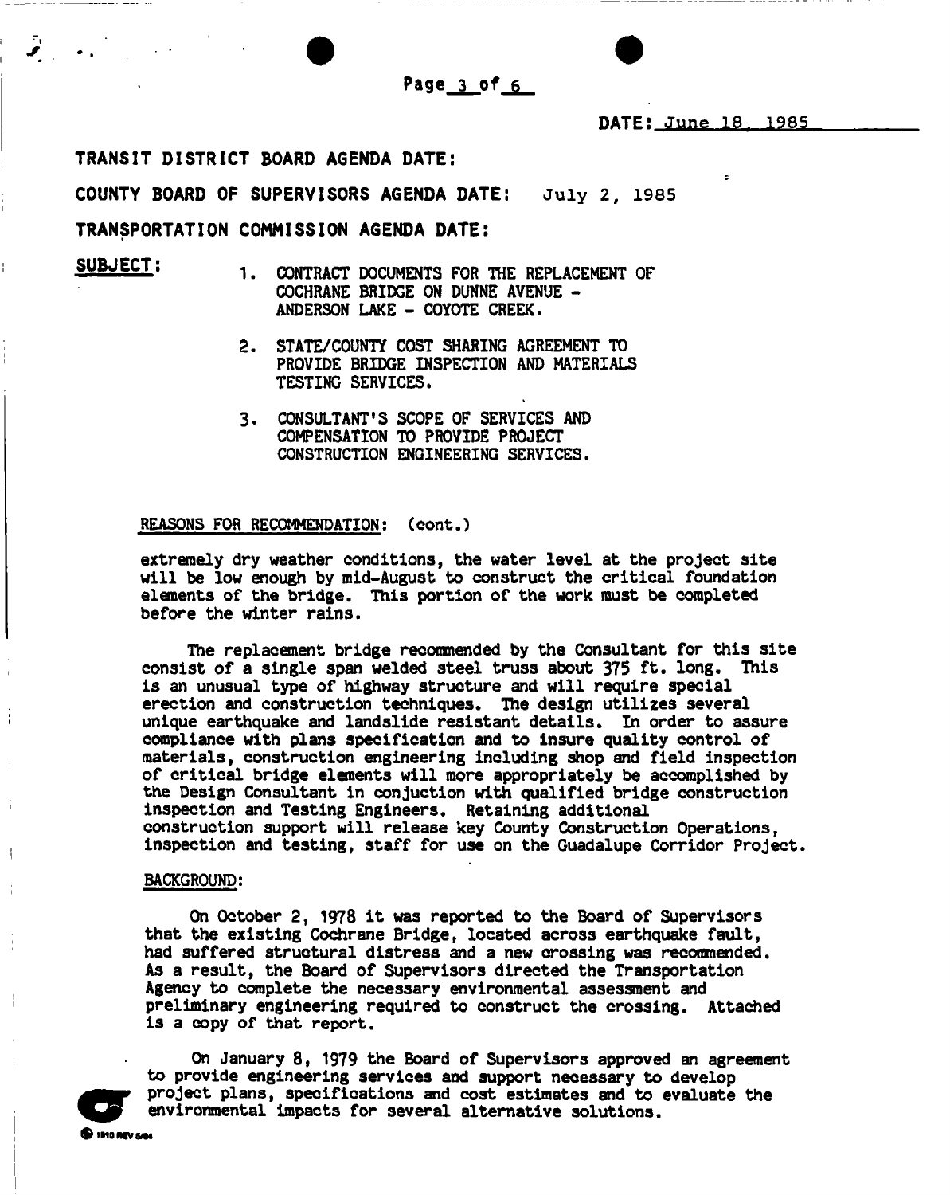DATE: June 18, 1985

**TRANSIT DISTRICT BOARD AGENDA DATE:**

**COUNTY BOARD OF SUPERVISORS AGENDA DATE:** July 2, 1985

**TRANSPORTATION COMMISSION AGENDA DATE:**

**SUBJECT:**

1. CONTRACT DOCUMENTS FOR THE REPLACEMENT OF COCHRANE BRIDGE ON DUNNE AVENUE - ANDERSON LAKE - COYOTE CREEK.
2. STATE/COUNTY COST SHARING AGREEMENT TO PROVIDE BRIDGE INSPECTION AND MATERIALS TESTING SERVICES.
3. CONSULTANT'S SCOPE OF SERVICES AND COMPENSATION TO PROVIDE PROJECT CONSTRUCTION ENGINEERING SERVICES.

REASONS FOR RECOMMENDATION: (cont.)

extremely dry weather conditions, the water level at the project site will be low enough by mid-August to construct the critical foundation elements of the bridge. This portion of the work must be completed before the winter rains.

The replacement bridge recommended by the Consultant for this site consist of a single span welded steel truss about 375 ft. long. This is an unusual type of highway structure and will require special erection and construction techniques. The design utilizes several unique earthquake and landslide resistant details. In order to assure compliance with plans specification and to insure quality control of materials, construction engineering including shop and field inspection of critical bridge elements will more appropriately be accomplished by the Design Consultant in conjuction with qualified bridge construction inspection and Testing Engineers. Retaining additional construction support will release key County Construction Operations, inspection and testing, staff for use on the Guadalupe Corridor Project.

BACKGROUND:

On October 2, 1978 it was reported to the Board of Supervisors that the existing Cochrane Bridge, located across earthquake fault, had suffered structural distress and a new crossing was recommended. As a result, the Board of Supervisors directed the Transportation Agency to complete the necessary environmental assessment and preliminary engineering required to construct the crossing. Attached is a copy of that report.

On January 8, 1979 the Board of Supervisors approved an agreement to provide engineering services and support necessary to develop project plans, specifications and cost estimates and to evaluate the environmental impacts for several alternative solutions.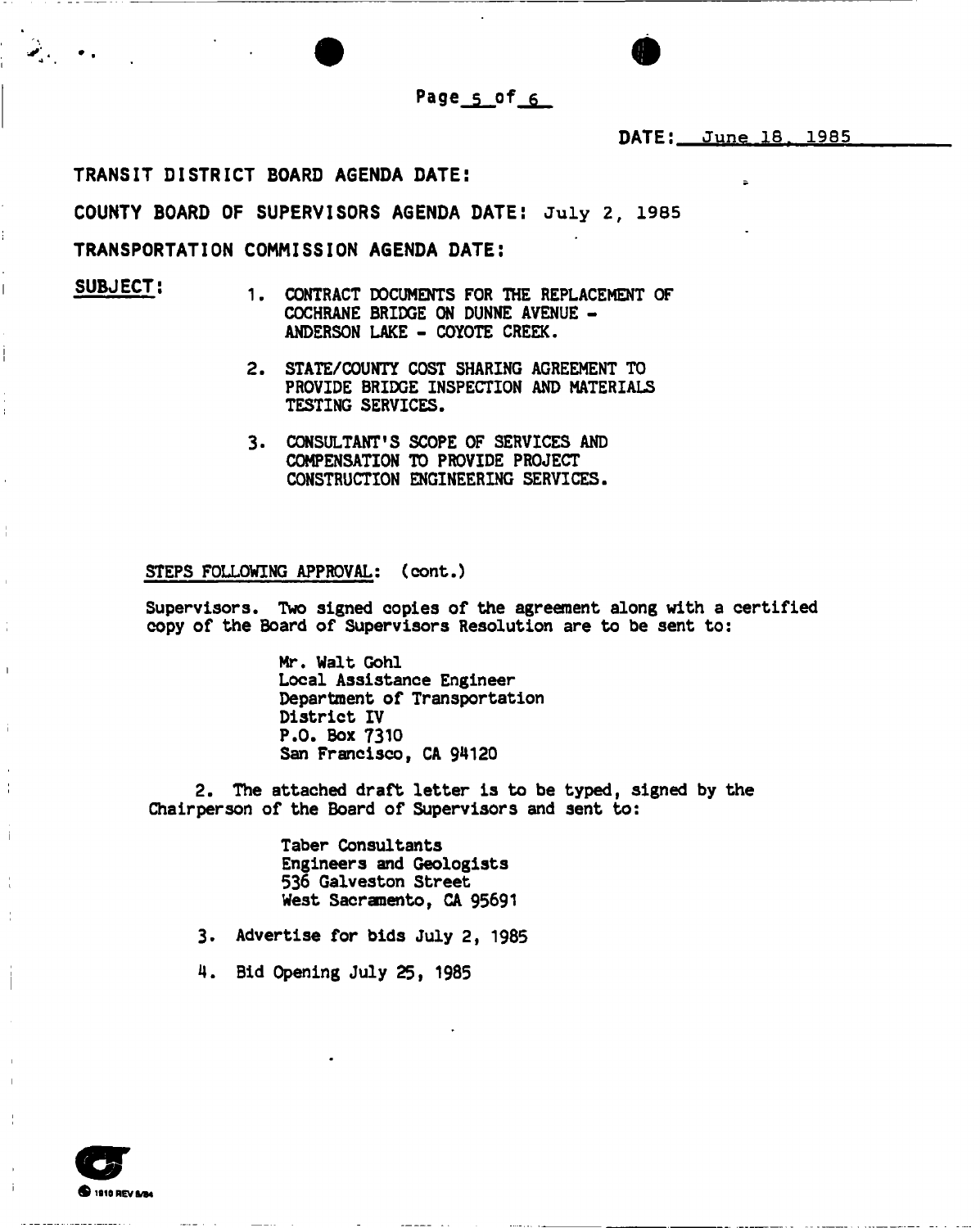**DATE:** June 18, 1985

**TRANSIT DISTRICT BOARD AGENDA DATE:**

**COUNTY BOARD OF SUPERVISORS AGENDA DATE:** July 2, 1985

**TRANSPORTATION COMMISSION AGENDA DATE:**

**SUBJECT:**

1. CONTRACT DOCUMENTS FOR THE REPLACEMENT OF COCHRANE BRIDGE ON DUNNE AVENUE - ANDERSON LAKE - COYOTE CREEK.
2. STATE/COUNTY COST SHARING AGREEMENT TO PROVIDE BRIDGE INSPECTION AND MATERIALS TESTING SERVICES.
3. CONSULTANT'S SCOPE OF SERVICES AND COMPENSATION TO PROVIDE PROJECT CONSTRUCTION ENGINEERING SERVICES.

STEPS FOLLOWING APPROVAL: (cont.)

Supervisors. Two signed copies of the agreement along with a certified copy of the Board of Supervisors Resolution are to be sent to:

> Mr. Walt Gohl
> Local Assistance Engineer
> Department of Transportation
> District IV
> P.O. Box 7310
> San Francisco, CA 94120

2. The attached draft letter is to be typed, signed by the Chairperson of the Board of Supervisors and sent to:

> Taber Consultants
> Engineers and Geologists
> 536 Galveston Street
> West Sacramento, CA 95691

3. Advertise for bids July 2, 1985

4. Bid Opening July 25, 1985

1910 REV 8/84